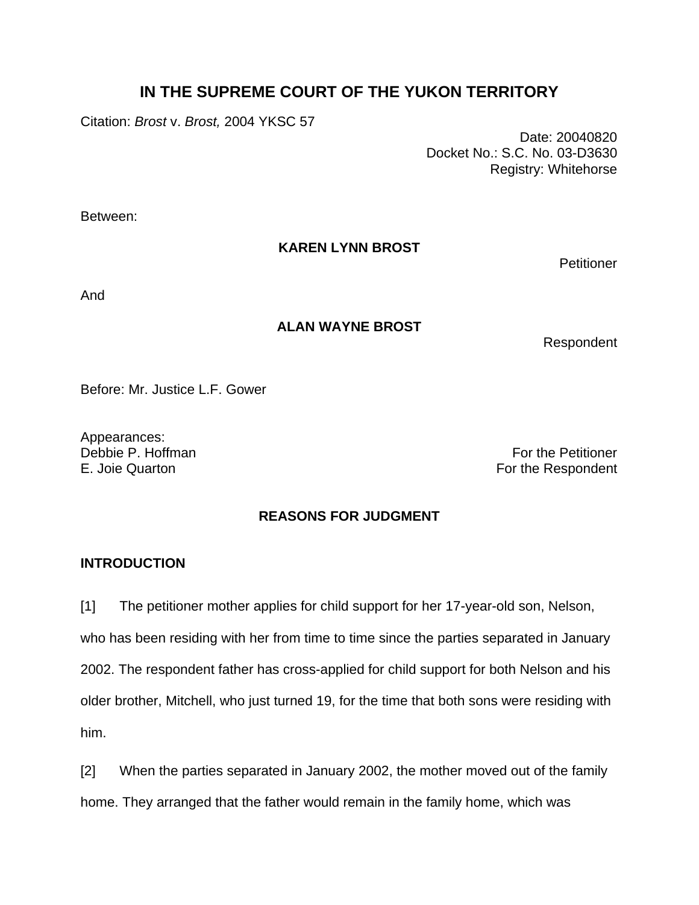# IN THE SUPREME COURT OF THE YUKON TERRITORY

Citation: *Brost* v. *Brost,* 2004 YKSC 57

Date: 20040820
Docket No.: S.C. No. 03-D3630
Registry: Whitehorse

Between:

**KAREN LYNN BROST**

Petitioner

And

**ALAN WAYNE BROST**

Respondent

Before: Mr. Justice L.F. Gower

Appearances:
Debbie P. Hoffman — For the Petitioner
E. Joie Quarton — For the Respondent

## REASONS FOR JUDGMENT

### INTRODUCTION

[1] The petitioner mother applies for child support for her 17-year-old son, Nelson, who has been residing with her from time to time since the parties separated in January 2002. The respondent father has cross-applied for child support for both Nelson and his older brother, Mitchell, who just turned 19, for the time that both sons were residing with him.

[2] When the parties separated in January 2002, the mother moved out of the family home. They arranged that the father would remain in the family home, which was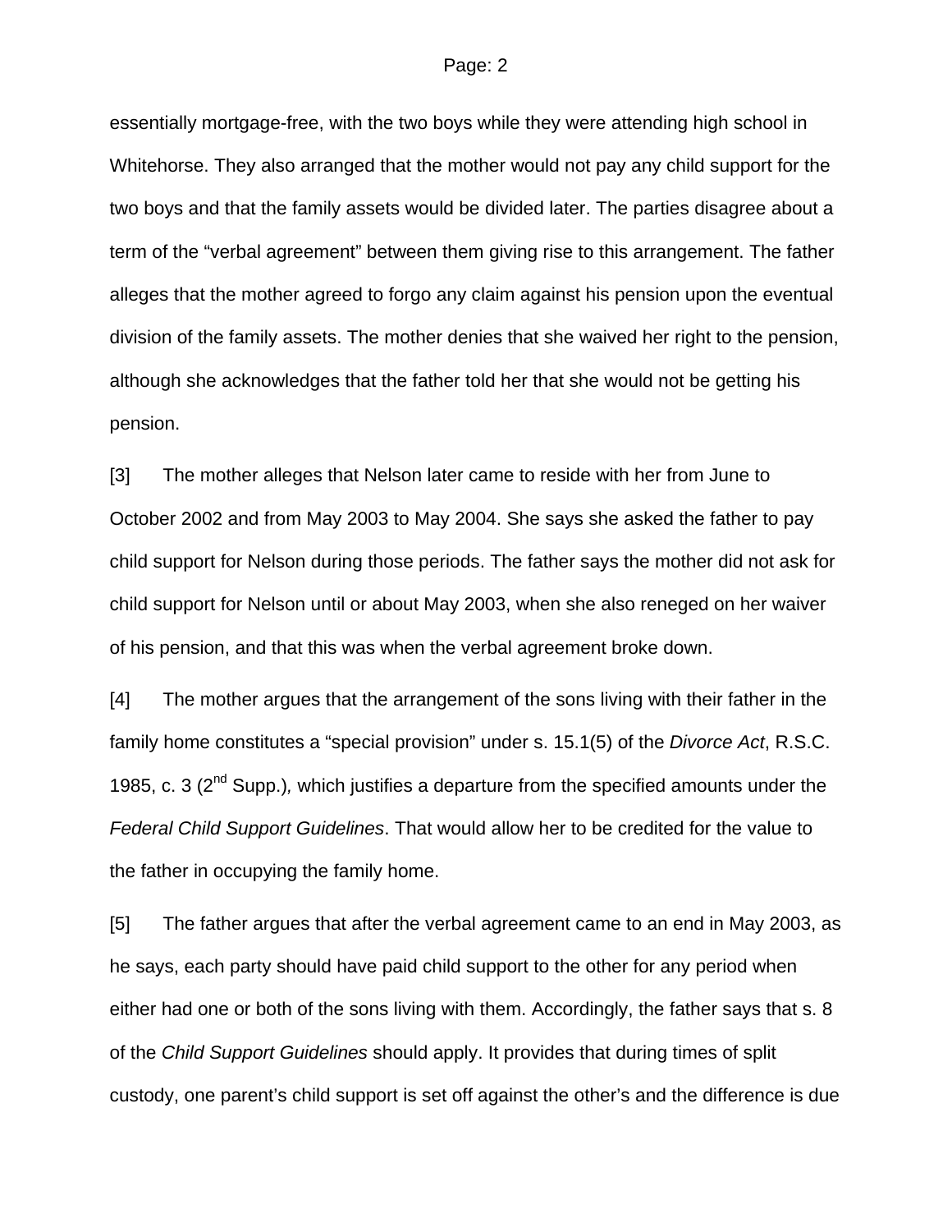essentially mortgage-free, with the two boys while they were attending high school in Whitehorse. They also arranged that the mother would not pay any child support for the two boys and that the family assets would be divided later. The parties disagree about a term of the "verbal agreement" between them giving rise to this arrangement. The father alleges that the mother agreed to forgo any claim against his pension upon the eventual division of the family assets. The mother denies that she waived her right to the pension, although she acknowledges that the father told her that she would not be getting his pension.

[3] The mother alleges that Nelson later came to reside with her from June to October 2002 and from May 2003 to May 2004. She says she asked the father to pay child support for Nelson during those periods. The father says the mother did not ask for child support for Nelson until or about May 2003, when she also reneged on her waiver of his pension, and that this was when the verbal agreement broke down.

[4] The mother argues that the arrangement of the sons living with their father in the family home constitutes a "special provision" under s. 15.1(5) of the *Divorce Act*, R.S.C. 1985, c. 3 (2nd Supp.), which justifies a departure from the specified amounts under the *Federal Child Support Guidelines*. That would allow her to be credited for the value to the father in occupying the family home.

[5] The father argues that after the verbal agreement came to an end in May 2003, as he says, each party should have paid child support to the other for any period when either had one or both of the sons living with them. Accordingly, the father says that s. 8 of the *Child Support Guidelines* should apply. It provides that during times of split custody, one parent's child support is set off against the other's and the difference is due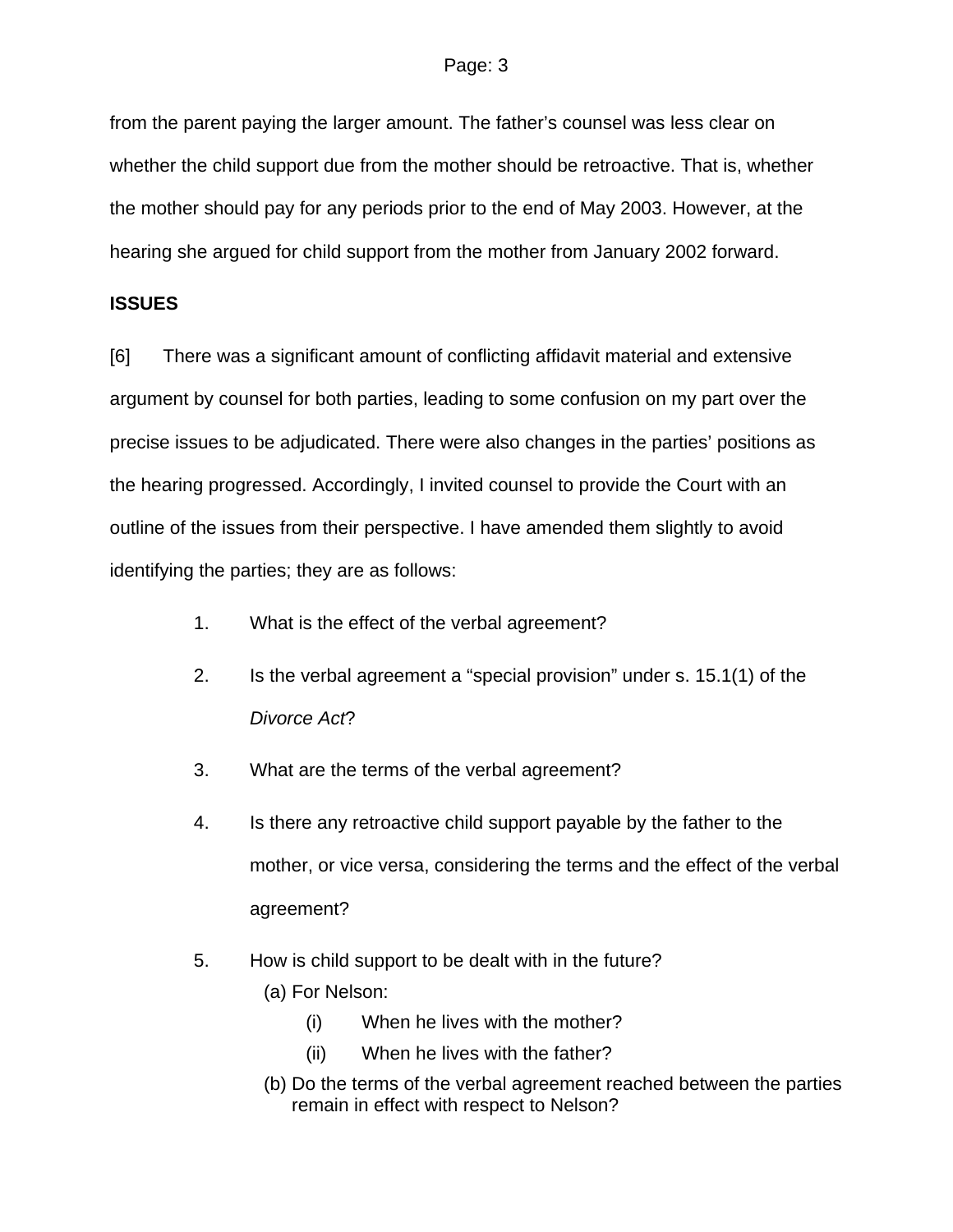from the parent paying the larger amount. The father's counsel was less clear on whether the child support due from the mother should be retroactive. That is, whether the mother should pay for any periods prior to the end of May 2003. However, at the hearing she argued for child support from the mother from January 2002 forward.

## ISSUES

[6] There was a significant amount of conflicting affidavit material and extensive argument by counsel for both parties, leading to some confusion on my part over the precise issues to be adjudicated. There were also changes in the parties' positions as the hearing progressed. Accordingly, I invited counsel to provide the Court with an outline of the issues from their perspective. I have amended them slightly to avoid identifying the parties; they are as follows:

1. What is the effect of the verbal agreement?
2. Is the verbal agreement a "special provision" under s. 15.1(1) of the *Divorce Act*?
3. What are the terms of the verbal agreement?
4. Is there any retroactive child support payable by the father to the mother, or vice versa, considering the terms and the effect of the verbal agreement?
5. How is child support to be dealt with in the future?
   - (a) For Nelson:
     - (i) When he lives with the mother?
     - (ii) When he lives with the father?
   - (b) Do the terms of the verbal agreement reached between the parties remain in effect with respect to Nelson?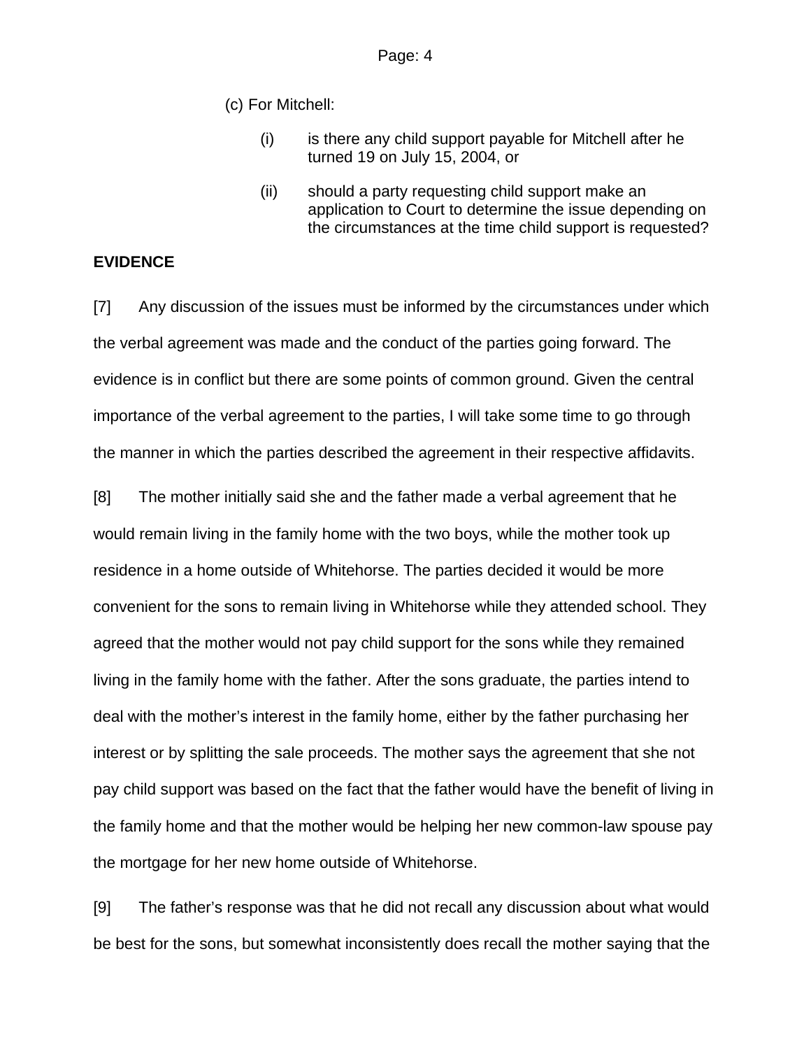(c) For Mitchell:

   (i) is there any child support payable for Mitchell after he turned 19 on July 15, 2004, or

   (ii) should a party requesting child support make an application to Court to determine the issue depending on the circumstances at the time child support is requested?

**EVIDENCE**

[7] Any discussion of the issues must be informed by the circumstances under which the verbal agreement was made and the conduct of the parties going forward. The evidence is in conflict but there are some points of common ground. Given the central importance of the verbal agreement to the parties, I will take some time to go through the manner in which the parties described the agreement in their respective affidavits.

[8] The mother initially said she and the father made a verbal agreement that he would remain living in the family home with the two boys, while the mother took up residence in a home outside of Whitehorse. The parties decided it would be more convenient for the sons to remain living in Whitehorse while they attended school. They agreed that the mother would not pay child support for the sons while they remained living in the family home with the father. After the sons graduate, the parties intend to deal with the mother's interest in the family home, either by the father purchasing her interest or by splitting the sale proceeds. The mother says the agreement that she not pay child support was based on the fact that the father would have the benefit of living in the family home and that the mother would be helping her new common-law spouse pay the mortgage for her new home outside of Whitehorse.

[9] The father's response was that he did not recall any discussion about what would be best for the sons, but somewhat inconsistently does recall the mother saying that the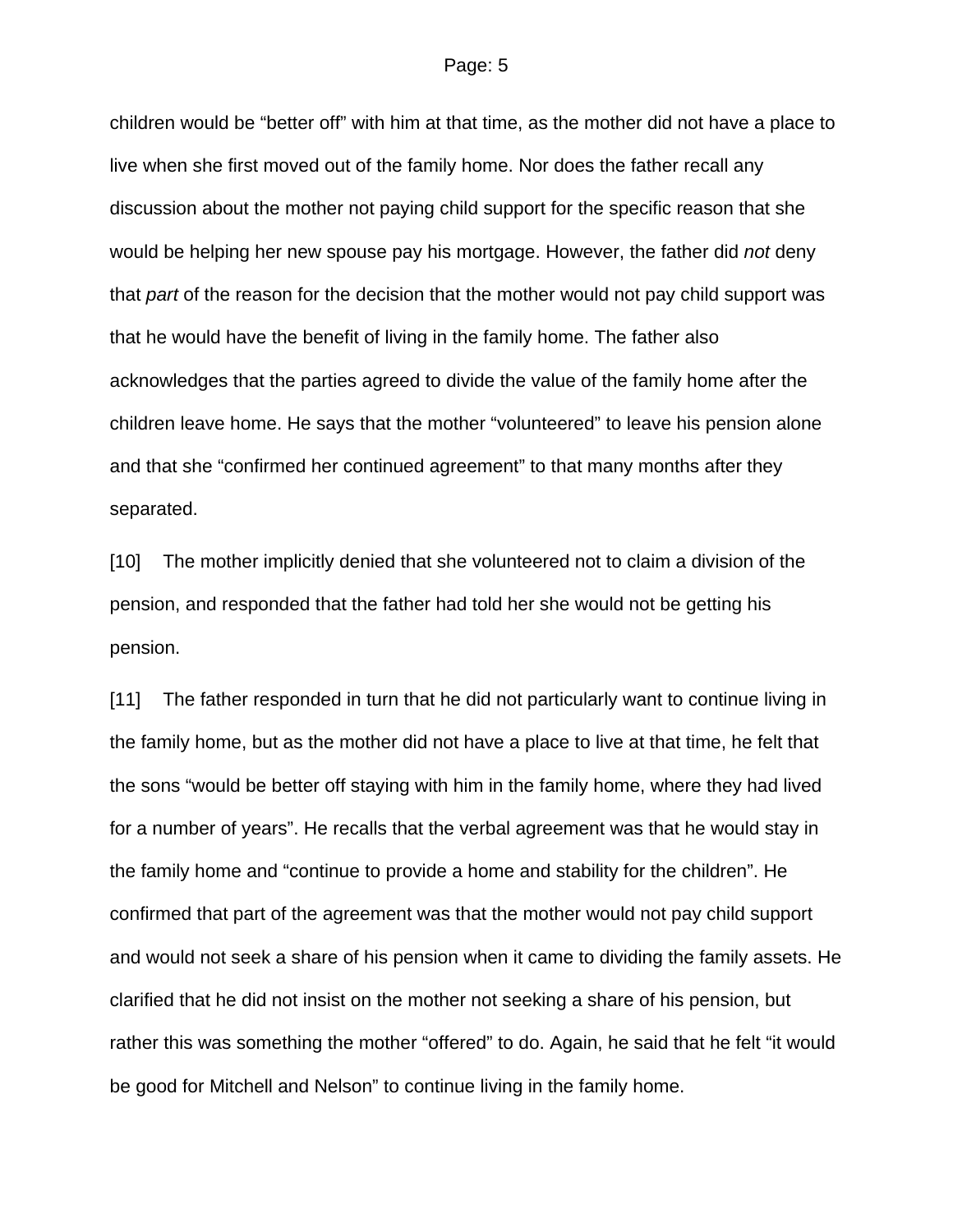children would be “better off” with him at that time, as the mother did not have a place to live when she first moved out of the family home. Nor does the father recall any discussion about the mother not paying child support for the specific reason that she would be helping her new spouse pay his mortgage. However, the father did *not* deny that *part* of the reason for the decision that the mother would not pay child support was that he would have the benefit of living in the family home. The father also acknowledges that the parties agreed to divide the value of the family home after the children leave home. He says that the mother “volunteered” to leave his pension alone and that she “confirmed her continued agreement” to that many months after they separated.

[10] The mother implicitly denied that she volunteered not to claim a division of the pension, and responded that the father had told her she would not be getting his pension.

[11] The father responded in turn that he did not particularly want to continue living in the family home, but as the mother did not have a place to live at that time, he felt that the sons “would be better off staying with him in the family home, where they had lived for a number of years”. He recalls that the verbal agreement was that he would stay in the family home and “continue to provide a home and stability for the children”. He confirmed that part of the agreement was that the mother would not pay child support and would not seek a share of his pension when it came to dividing the family assets. He clarified that he did not insist on the mother not seeking a share of his pension, but rather this was something the mother “offered” to do. Again, he said that he felt “it would be good for Mitchell and Nelson” to continue living in the family home.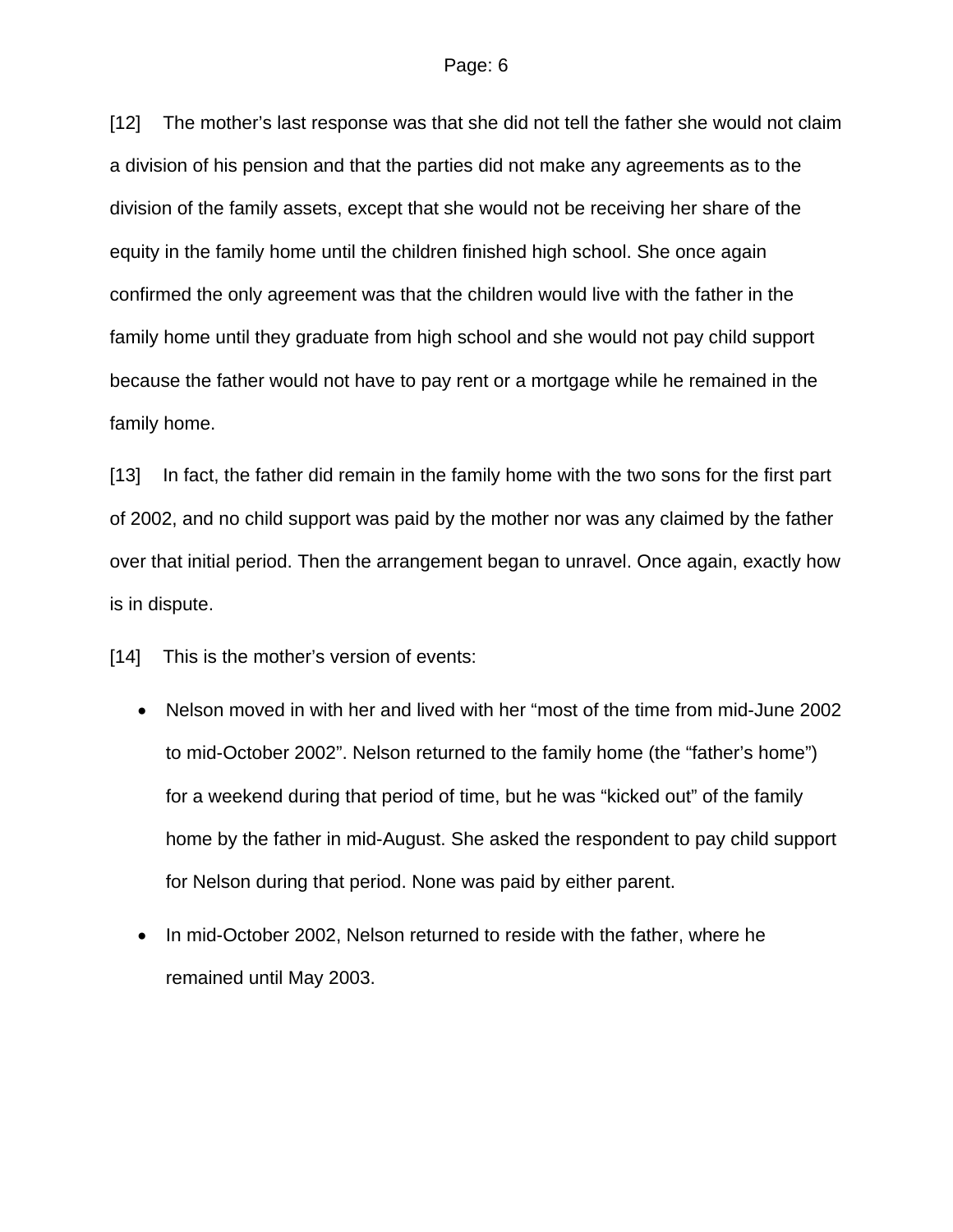[12] The mother's last response was that she did not tell the father she would not claim a division of his pension and that the parties did not make any agreements as to the division of the family assets, except that she would not be receiving her share of the equity in the family home until the children finished high school. She once again confirmed the only agreement was that the children would live with the father in the family home until they graduate from high school and she would not pay child support because the father would not have to pay rent or a mortgage while he remained in the family home.

[13] In fact, the father did remain in the family home with the two sons for the first part of 2002, and no child support was paid by the mother nor was any claimed by the father over that initial period. Then the arrangement began to unravel. Once again, exactly how is in dispute.

[14] This is the mother's version of events:

- Nelson moved in with her and lived with her "most of the time from mid-June 2002 to mid-October 2002". Nelson returned to the family home (the "father's home") for a weekend during that period of time, but he was "kicked out" of the family home by the father in mid-August. She asked the respondent to pay child support for Nelson during that period. None was paid by either parent.

- In mid-October 2002, Nelson returned to reside with the father, where he remained until May 2003.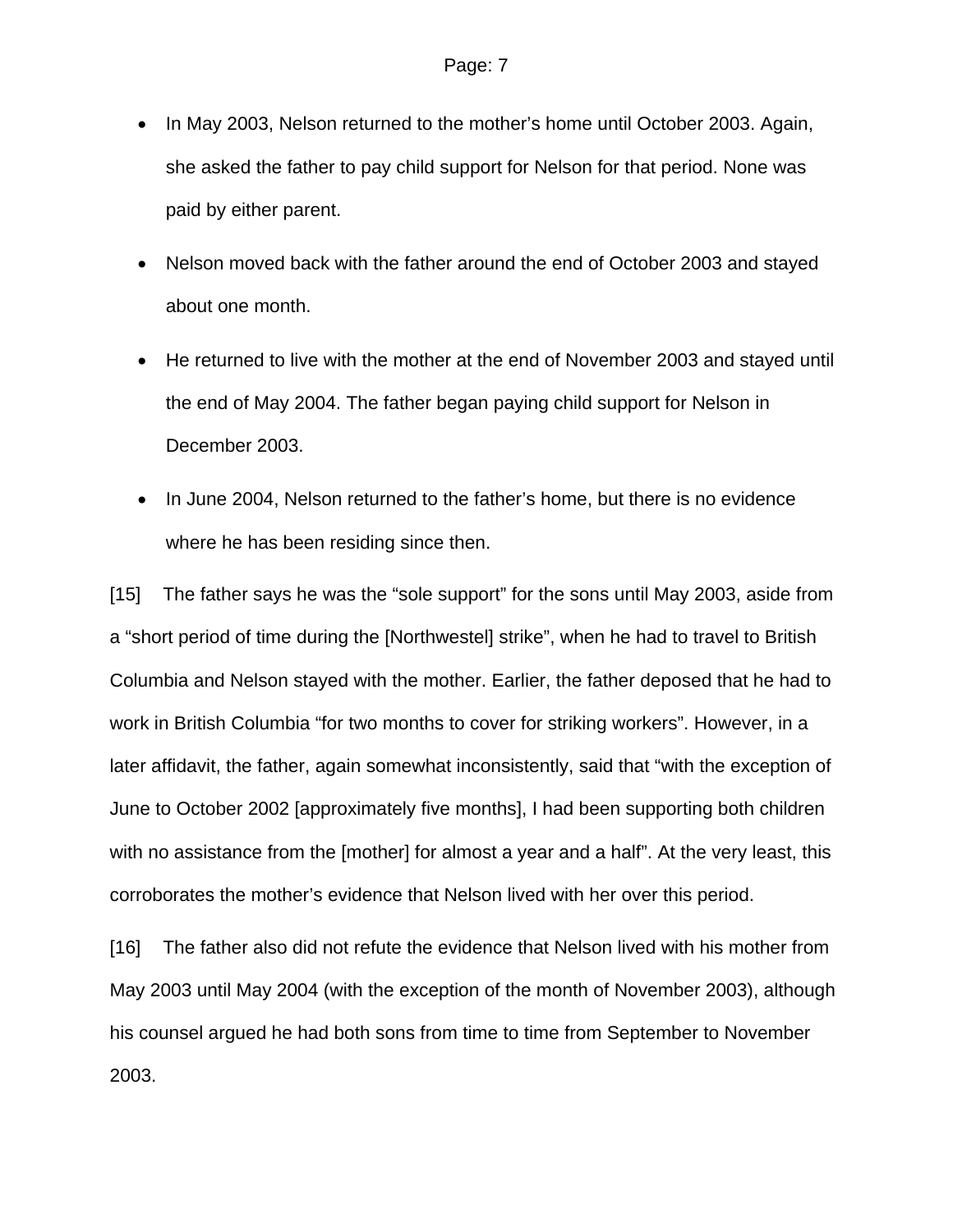- In May 2003, Nelson returned to the mother's home until October 2003. Again, she asked the father to pay child support for Nelson for that period. None was paid by either parent.
- Nelson moved back with the father around the end of October 2003 and stayed about one month.
- He returned to live with the mother at the end of November 2003 and stayed until the end of May 2004. The father began paying child support for Nelson in December 2003.
- In June 2004, Nelson returned to the father's home, but there is no evidence where he has been residing since then.

[15] The father says he was the "sole support" for the sons until May 2003, aside from a "short period of time during the [Northwestel] strike", when he had to travel to British Columbia and Nelson stayed with the mother. Earlier, the father deposed that he had to work in British Columbia "for two months to cover for striking workers". However, in a later affidavit, the father, again somewhat inconsistently, said that "with the exception of June to October 2002 [approximately five months], I had been supporting both children with no assistance from the [mother] for almost a year and a half". At the very least, this corroborates the mother's evidence that Nelson lived with her over this period.

[16] The father also did not refute the evidence that Nelson lived with his mother from May 2003 until May 2004 (with the exception of the month of November 2003), although his counsel argued he had both sons from time to time from September to November 2003.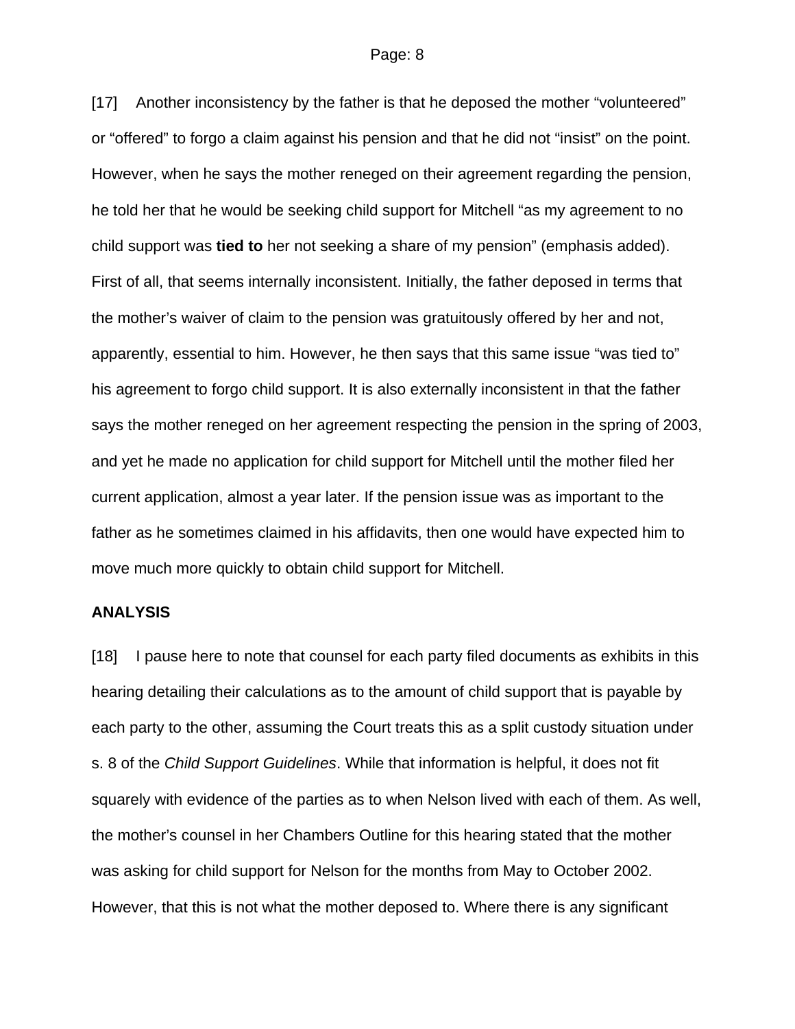[17] Another inconsistency by the father is that he deposed the mother "volunteered" or "offered" to forgo a claim against his pension and that he did not "insist" on the point. However, when he says the mother reneged on their agreement regarding the pension, he told her that he would be seeking child support for Mitchell "as my agreement to no child support was **tied to** her not seeking a share of my pension" (emphasis added). First of all, that seems internally inconsistent. Initially, the father deposed in terms that the mother's waiver of claim to the pension was gratuitously offered by her and not, apparently, essential to him. However, he then says that this same issue "was tied to" his agreement to forgo child support. It is also externally inconsistent in that the father says the mother reneged on her agreement respecting the pension in the spring of 2003, and yet he made no application for child support for Mitchell until the mother filed her current application, almost a year later. If the pension issue was as important to the father as he sometimes claimed in his affidavits, then one would have expected him to move much more quickly to obtain child support for Mitchell.

**ANALYSIS**

[18] I pause here to note that counsel for each party filed documents as exhibits in this hearing detailing their calculations as to the amount of child support that is payable by each party to the other, assuming the Court treats this as a split custody situation under s. 8 of the *Child Support Guidelines*. While that information is helpful, it does not fit squarely with evidence of the parties as to when Nelson lived with each of them. As well, the mother's counsel in her Chambers Outline for this hearing stated that the mother was asking for child support for Nelson for the months from May to October 2002. However, that this is not what the mother deposed to. Where there is any significant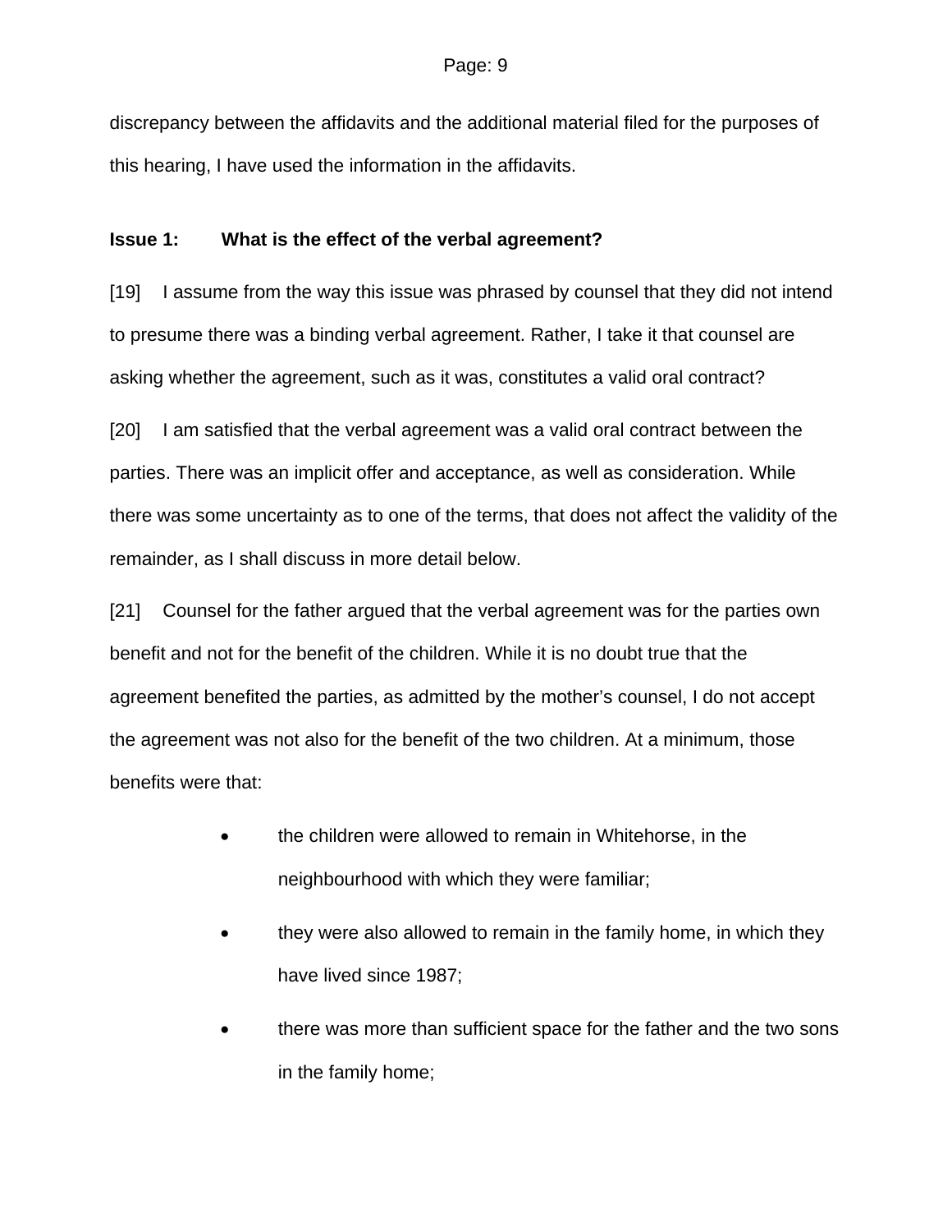discrepancy between the affidavits and the additional material filed for the purposes of this hearing, I have used the information in the affidavits.

**Issue 1: What is the effect of the verbal agreement?**

[19] I assume from the way this issue was phrased by counsel that they did not intend to presume there was a binding verbal agreement. Rather, I take it that counsel are asking whether the agreement, such as it was, constitutes a valid oral contract?

[20] I am satisfied that the verbal agreement was a valid oral contract between the parties. There was an implicit offer and acceptance, as well as consideration. While there was some uncertainty as to one of the terms, that does not affect the validity of the remainder, as I shall discuss in more detail below.

[21] Counsel for the father argued that the verbal agreement was for the parties own benefit and not for the benefit of the children. While it is no doubt true that the agreement benefited the parties, as admitted by the mother's counsel, I do not accept the agreement was not also for the benefit of the two children. At a minimum, those benefits were that:

- the children were allowed to remain in Whitehorse, in the neighbourhood with which they were familiar;
- they were also allowed to remain in the family home, in which they have lived since 1987;
- there was more than sufficient space for the father and the two sons in the family home;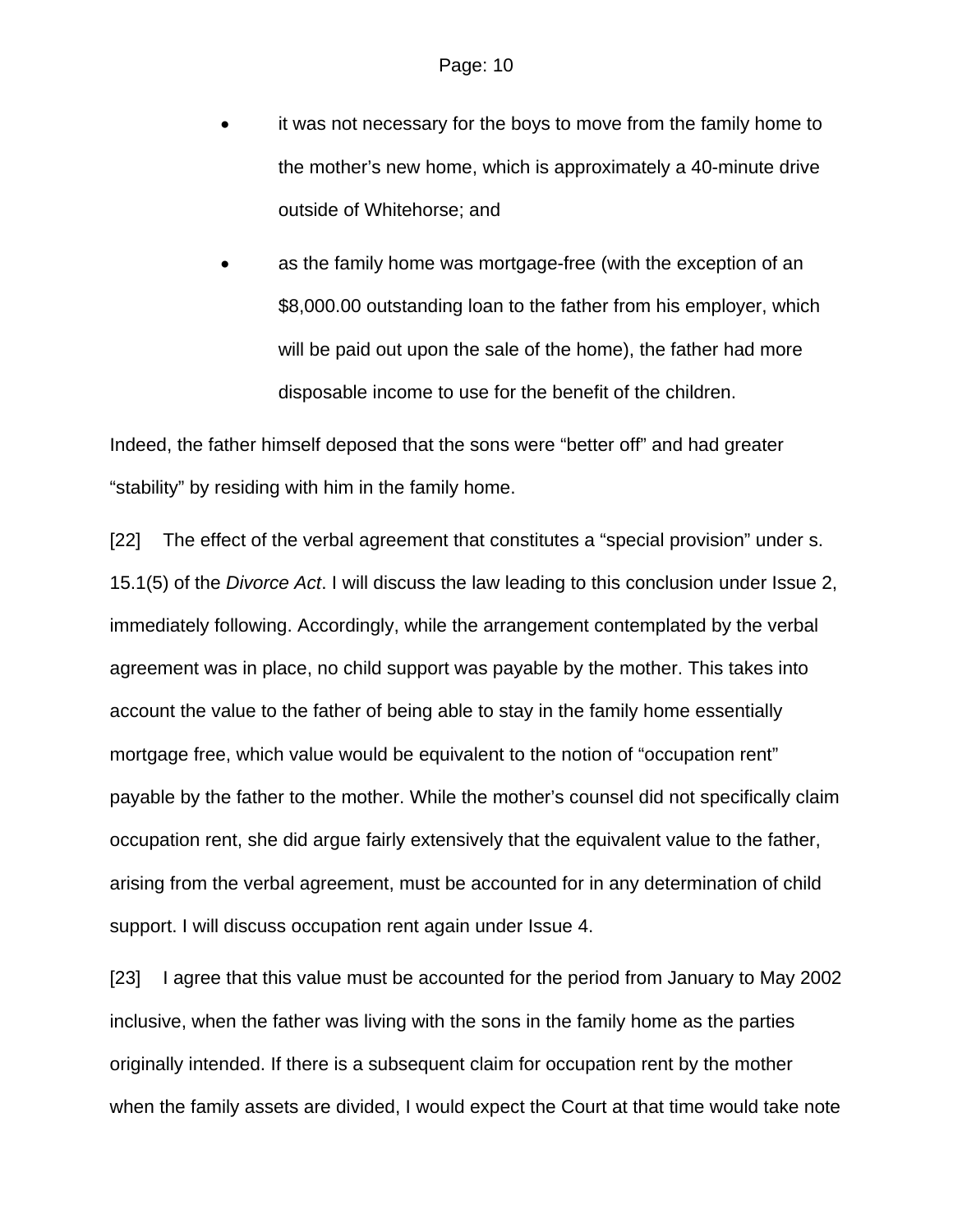- it was not necessary for the boys to move from the family home to the mother's new home, which is approximately a 40-minute drive outside of Whitehorse; and
- as the family home was mortgage-free (with the exception of an $8,000.00 outstanding loan to the father from his employer, which will be paid out upon the sale of the home), the father had more disposable income to use for the benefit of the children.

Indeed, the father himself deposed that the sons were "better off" and had greater "stability" by residing with him in the family home.

[22] The effect of the verbal agreement that constitutes a "special provision" under s. 15.1(5) of the *Divorce Act*. I will discuss the law leading to this conclusion under Issue 2, immediately following. Accordingly, while the arrangement contemplated by the verbal agreement was in place, no child support was payable by the mother. This takes into account the value to the father of being able to stay in the family home essentially mortgage free, which value would be equivalent to the notion of "occupation rent" payable by the father to the mother. While the mother's counsel did not specifically claim occupation rent, she did argue fairly extensively that the equivalent value to the father, arising from the verbal agreement, must be accounted for in any determination of child support. I will discuss occupation rent again under Issue 4.

[23] I agree that this value must be accounted for the period from January to May 2002 inclusive, when the father was living with the sons in the family home as the parties originally intended. If there is a subsequent claim for occupation rent by the mother when the family assets are divided, I would expect the Court at that time would take note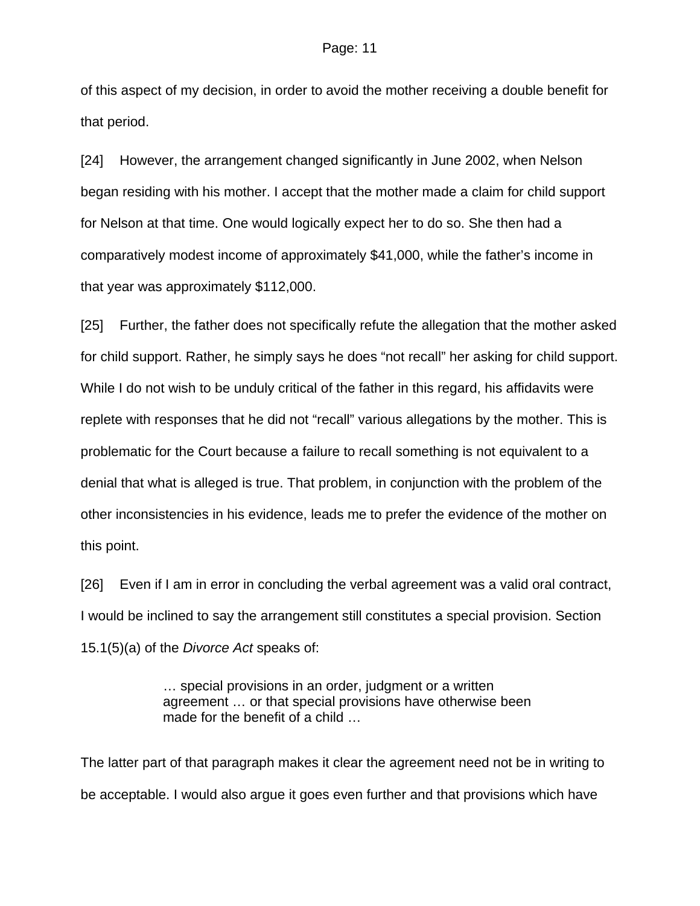of this aspect of my decision, in order to avoid the mother receiving a double benefit for that period.

[24] However, the arrangement changed significantly in June 2002, when Nelson began residing with his mother. I accept that the mother made a claim for child support for Nelson at that time. One would logically expect her to do so. She then had a comparatively modest income of approximately $41,000, while the father's income in that year was approximately $112,000.

[25] Further, the father does not specifically refute the allegation that the mother asked for child support. Rather, he simply says he does "not recall" her asking for child support. While I do not wish to be unduly critical of the father in this regard, his affidavits were replete with responses that he did not "recall" various allegations by the mother. This is problematic for the Court because a failure to recall something is not equivalent to a denial that what is alleged is true. That problem, in conjunction with the problem of the other inconsistencies in his evidence, leads me to prefer the evidence of the mother on this point.

[26] Even if I am in error in concluding the verbal agreement was a valid oral contract, I would be inclined to say the arrangement still constitutes a special provision. Section 15.1(5)(a) of the *Divorce Act* speaks of:

> … special provisions in an order, judgment or a written agreement … or that special provisions have otherwise been made for the benefit of a child …

The latter part of that paragraph makes it clear the agreement need not be in writing to be acceptable. I would also argue it goes even further and that provisions which have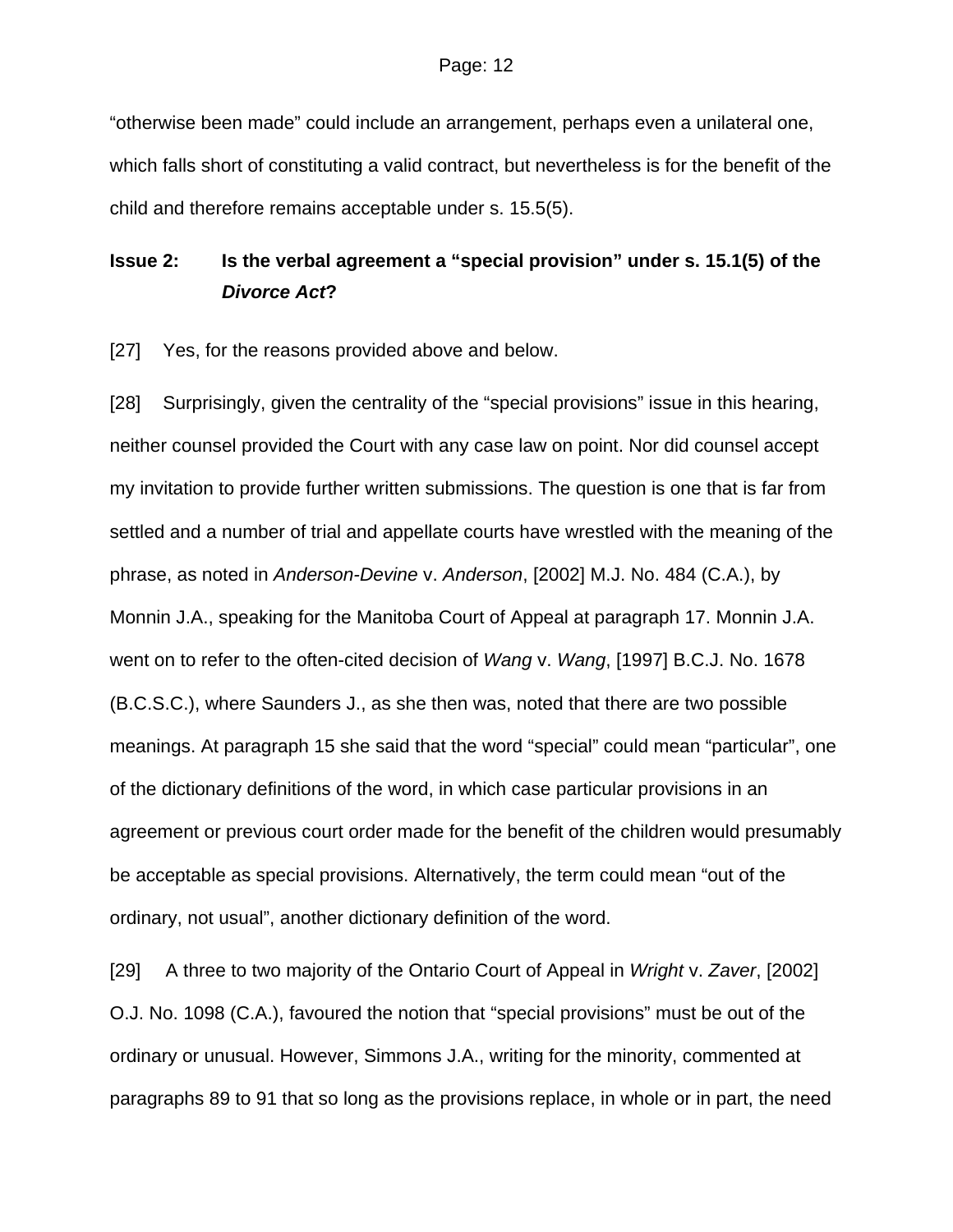"otherwise been made" could include an arrangement, perhaps even a unilateral one, which falls short of constituting a valid contract, but nevertheless is for the benefit of the child and therefore remains acceptable under s. 15.5(5).

### Issue 2: Is the verbal agreement a "special provision" under s. 15.1(5) of the *Divorce Act*?

[27] Yes, for the reasons provided above and below.

[28] Surprisingly, given the centrality of the "special provisions" issue in this hearing, neither counsel provided the Court with any case law on point. Nor did counsel accept my invitation to provide further written submissions. The question is one that is far from settled and a number of trial and appellate courts have wrestled with the meaning of the phrase, as noted in *Anderson-Devine* v. *Anderson*, [2002] M.J. No. 484 (C.A.), by Monnin J.A., speaking for the Manitoba Court of Appeal at paragraph 17. Monnin J.A. went on to refer to the often-cited decision of *Wang* v. *Wang*, [1997] B.C.J. No. 1678 (B.C.S.C.), where Saunders J., as she then was, noted that there are two possible meanings. At paragraph 15 she said that the word "special" could mean "particular", one of the dictionary definitions of the word, in which case particular provisions in an agreement or previous court order made for the benefit of the children would presumably be acceptable as special provisions. Alternatively, the term could mean "out of the ordinary, not usual", another dictionary definition of the word.

[29] A three to two majority of the Ontario Court of Appeal in *Wright* v. *Zaver*, [2002] O.J. No. 1098 (C.A.), favoured the notion that "special provisions" must be out of the ordinary or unusual. However, Simmons J.A., writing for the minority, commented at paragraphs 89 to 91 that so long as the provisions replace, in whole or in part, the need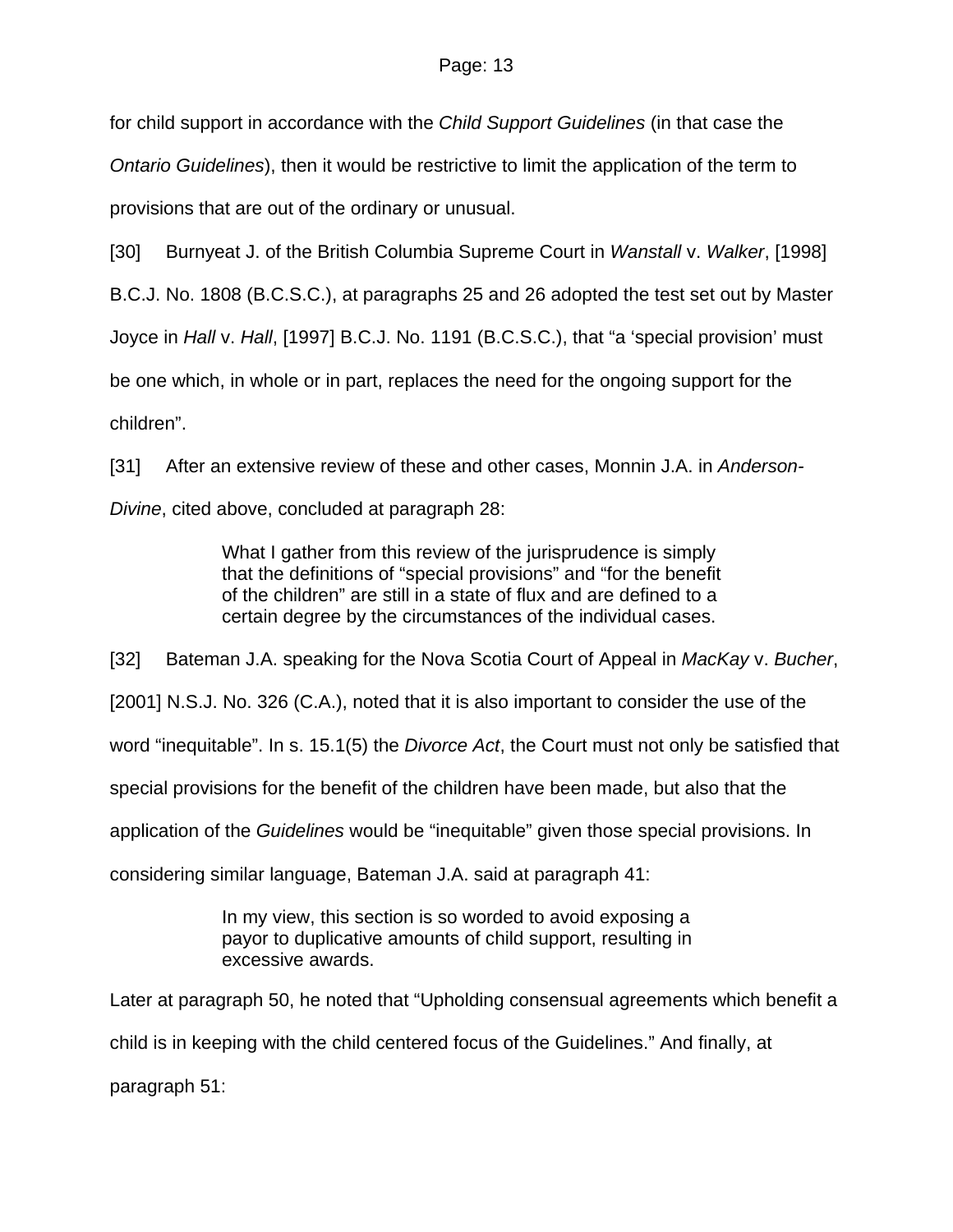for child support in accordance with the *Child Support Guidelines* (in that case the *Ontario Guidelines*), then it would be restrictive to limit the application of the term to provisions that are out of the ordinary or unusual.

[30] Burnyeat J. of the British Columbia Supreme Court in *Wanstall* v. *Walker*, [1998] B.C.J. No. 1808 (B.C.S.C.), at paragraphs 25 and 26 adopted the test set out by Master Joyce in *Hall* v. *Hall*, [1997] B.C.J. No. 1191 (B.C.S.C.), that "a 'special provision' must be one which, in whole or in part, replaces the need for the ongoing support for the children".

[31] After an extensive review of these and other cases, Monnin J.A. in *Anderson-Divine*, cited above, concluded at paragraph 28:

> What I gather from this review of the jurisprudence is simply that the definitions of "special provisions" and "for the benefit of the children" are still in a state of flux and are defined to a certain degree by the circumstances of the individual cases.

[32] Bateman J.A. speaking for the Nova Scotia Court of Appeal in *MacKay* v. *Bucher*, [2001] N.S.J. No. 326 (C.A.), noted that it is also important to consider the use of the word "inequitable". In s. 15.1(5) the *Divorce Act*, the Court must not only be satisfied that special provisions for the benefit of the children have been made, but also that the application of the *Guidelines* would be "inequitable" given those special provisions. In considering similar language, Bateman J.A. said at paragraph 41:

> In my view, this section is so worded to avoid exposing a payor to duplicative amounts of child support, resulting in excessive awards.

Later at paragraph 50, he noted that "Upholding consensual agreements which benefit a child is in keeping with the child centered focus of the Guidelines." And finally, at paragraph 51: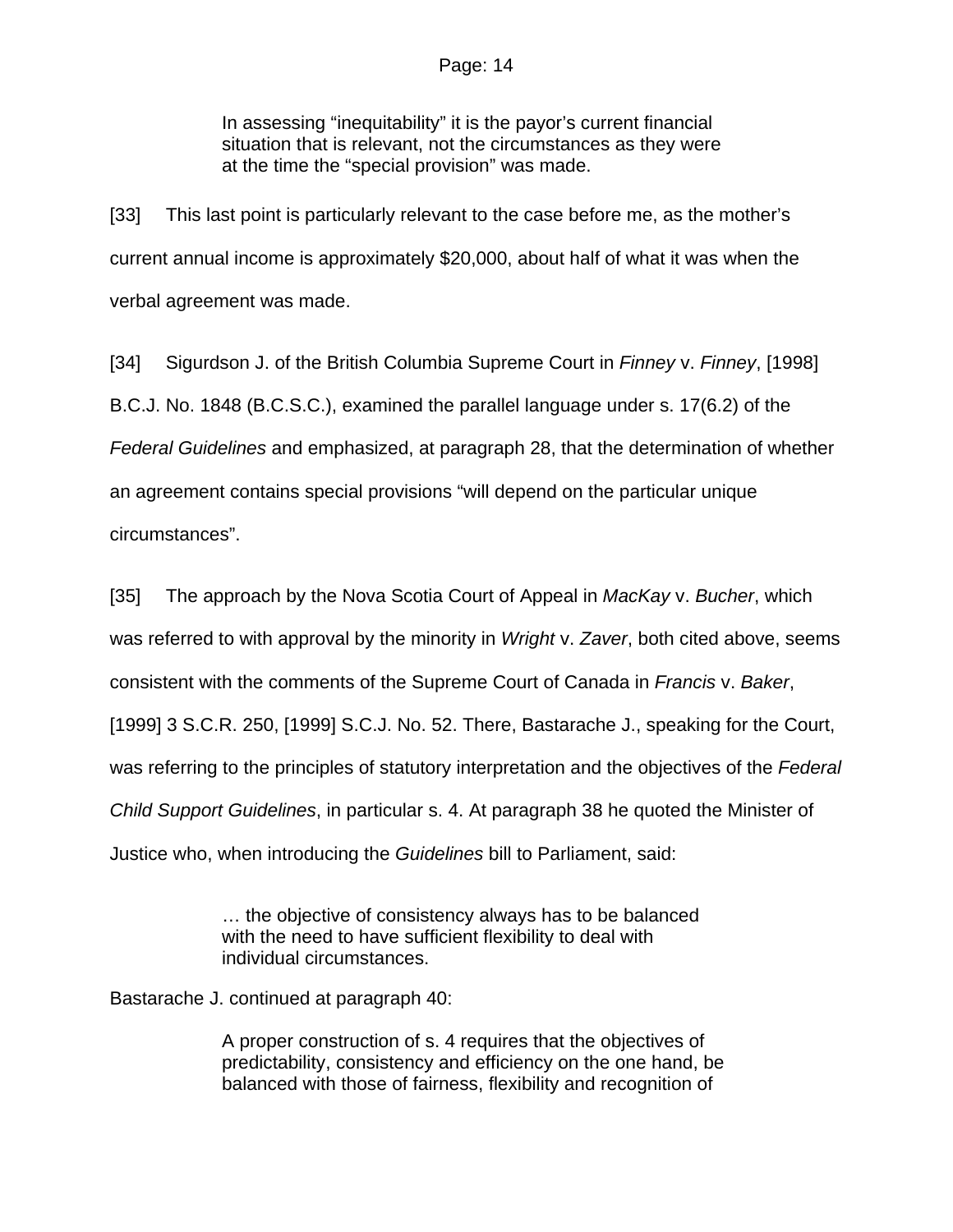> In assessing "inequitability" it is the payor's current financial situation that is relevant, not the circumstances as they were at the time the "special provision" was made.

[33] This last point is particularly relevant to the case before me, as the mother's current annual income is approximately $20,000, about half of what it was when the verbal agreement was made.

[34] Sigurdson J. of the British Columbia Supreme Court in *Finney* v. *Finney*, [1998] B.C.J. No. 1848 (B.C.S.C.), examined the parallel language under s. 17(6.2) of the *Federal Guidelines* and emphasized, at paragraph 28, that the determination of whether an agreement contains special provisions "will depend on the particular unique circumstances".

[35] The approach by the Nova Scotia Court of Appeal in *MacKay* v. *Bucher*, which was referred to with approval by the minority in *Wright* v. *Zaver*, both cited above, seems consistent with the comments of the Supreme Court of Canada in *Francis* v. *Baker*, [1999] 3 S.C.R. 250, [1999] S.C.J. No. 52. There, Bastarache J., speaking for the Court, was referring to the principles of statutory interpretation and the objectives of the *Federal Child Support Guidelines*, in particular s. 4. At paragraph 38 he quoted the Minister of Justice who, when introducing the *Guidelines* bill to Parliament, said:

> … the objective of consistency always has to be balanced with the need to have sufficient flexibility to deal with individual circumstances.

Bastarache J. continued at paragraph 40:

> A proper construction of s. 4 requires that the objectives of predictability, consistency and efficiency on the one hand, be balanced with those of fairness, flexibility and recognition of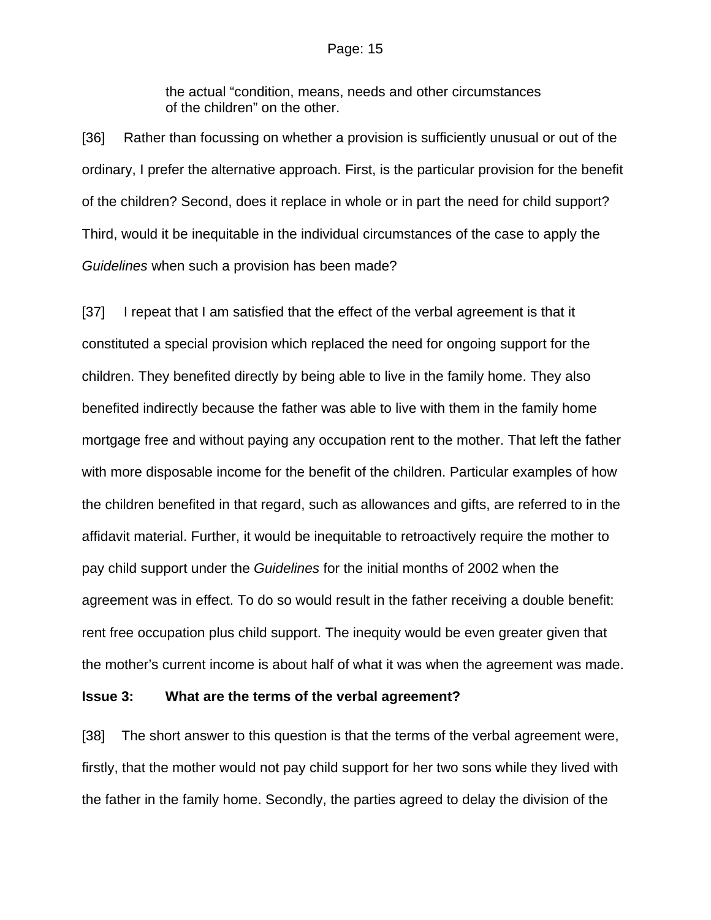> the actual “condition, means, needs and other circumstances of the children” on the other.

[36] Rather than focussing on whether a provision is sufficiently unusual or out of the ordinary, I prefer the alternative approach. First, is the particular provision for the benefit of the children? Second, does it replace in whole or in part the need for child support? Third, would it be inequitable in the individual circumstances of the case to apply the *Guidelines* when such a provision has been made?

[37] I repeat that I am satisfied that the effect of the verbal agreement is that it constituted a special provision which replaced the need for ongoing support for the children. They benefited directly by being able to live in the family home. They also benefited indirectly because the father was able to live with them in the family home mortgage free and without paying any occupation rent to the mother. That left the father with more disposable income for the benefit of the children. Particular examples of how the children benefited in that regard, such as allowances and gifts, are referred to in the affidavit material. Further, it would be inequitable to retroactively require the mother to pay child support under the *Guidelines* for the initial months of 2002 when the agreement was in effect. To do so would result in the father receiving a double benefit: rent free occupation plus child support. The inequity would be even greater given that the mother’s current income is about half of what it was when the agreement was made.

**Issue 3: What are the terms of the verbal agreement?**

[38] The short answer to this question is that the terms of the verbal agreement were, firstly, that the mother would not pay child support for her two sons while they lived with the father in the family home. Secondly, the parties agreed to delay the division of the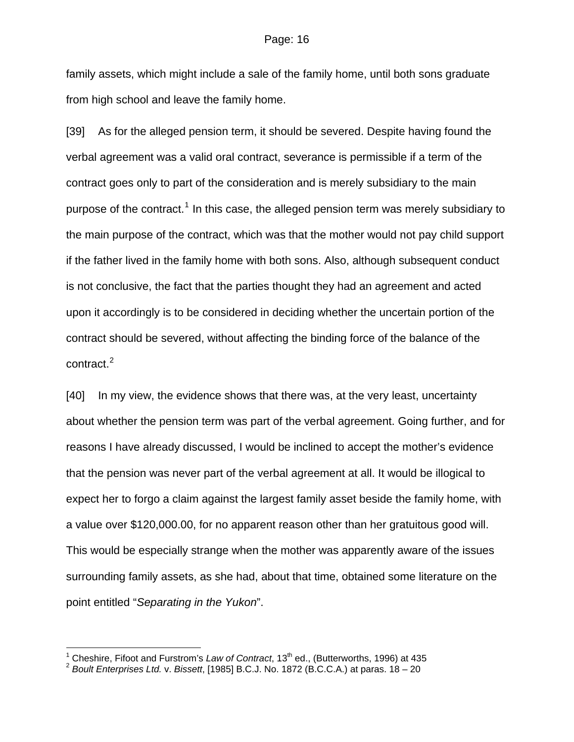family assets, which might include a sale of the family home, until both sons graduate from high school and leave the family home.

[39] As for the alleged pension term, it should be severed. Despite having found the verbal agreement was a valid oral contract, severance is permissible if a term of the contract goes only to part of the consideration and is merely subsidiary to the main purpose of the contract.[1] In this case, the alleged pension term was merely subsidiary to the main purpose of the contract, which was that the mother would not pay child support if the father lived in the family home with both sons. Also, although subsequent conduct is not conclusive, the fact that the parties thought they had an agreement and acted upon it accordingly is to be considered in deciding whether the uncertain portion of the contract should be severed, without affecting the binding force of the balance of the contract.[2]

[40] In my view, the evidence shows that there was, at the very least, uncertainty about whether the pension term was part of the verbal agreement. Going further, and for reasons I have already discussed, I would be inclined to accept the mother's evidence that the pension was never part of the verbal agreement at all. It would be illogical to expect her to forgo a claim against the largest family asset beside the family home, with a value over $120,000.00, for no apparent reason other than her gratuitous good will. This would be especially strange when the mother was apparently aware of the issues surrounding family assets, as she had, about that time, obtained some literature on the point entitled "*Separating in the Yukon*".

---

[1] Cheshire, Fifoot and Furstrom's *Law of Contract*, 13th ed., (Butterworths, 1996) at 435

[2] *Boult Enterprises Ltd.* v. *Bissett*, [1985] B.C.J. No. 1872 (B.C.C.A.) at paras. 18 – 20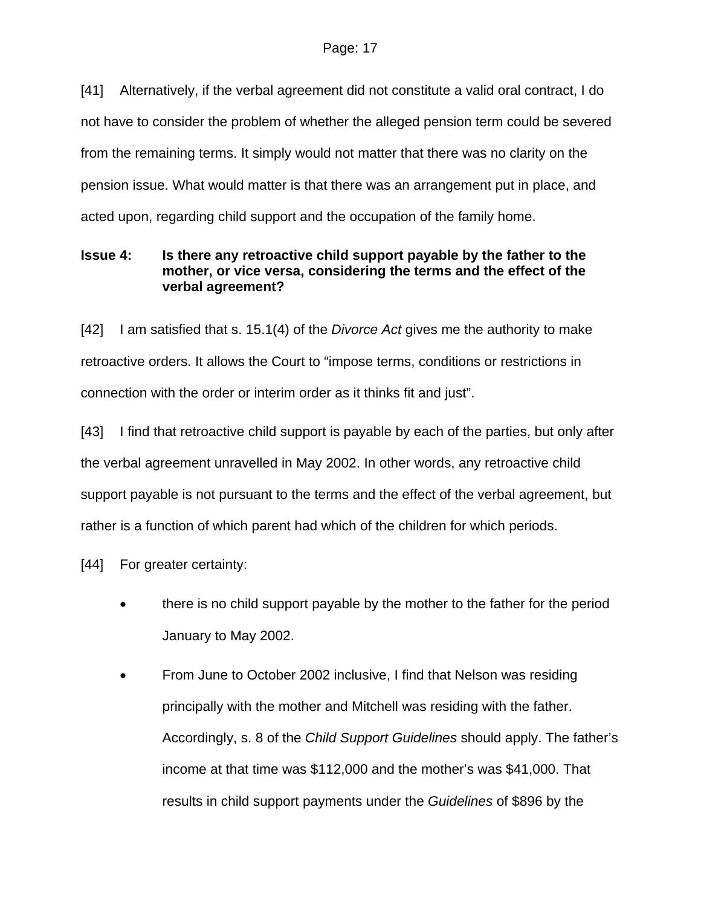[41] Alternatively, if the verbal agreement did not constitute a valid oral contract, I do not have to consider the problem of whether the alleged pension term could be severed from the remaining terms. It simply would not matter that there was no clarity on the pension issue. What would matter is that there was an arrangement put in place, and acted upon, regarding child support and the occupation of the family home.

**Issue 4: Is there any retroactive child support payable by the father to the mother, or vice versa, considering the terms and the effect of the verbal agreement?**

[42] I am satisfied that s. 15.1(4) of the *Divorce Act* gives me the authority to make retroactive orders. It allows the Court to "impose terms, conditions or restrictions in connection with the order or interim order as it thinks fit and just".

[43] I find that retroactive child support is payable by each of the parties, but only after the verbal agreement unravelled in May 2002. In other words, any retroactive child support payable is not pursuant to the terms and the effect of the verbal agreement, but rather is a function of which parent had which of the children for which periods.

[44] For greater certainty:

- there is no child support payable by the mother to the father for the period January to May 2002.
- From June to October 2002 inclusive, I find that Nelson was residing principally with the mother and Mitchell was residing with the father. Accordingly, s. 8 of the *Child Support Guidelines* should apply. The father's income at that time was $112,000 and the mother's was $41,000. That results in child support payments under the *Guidelines* of $896 by the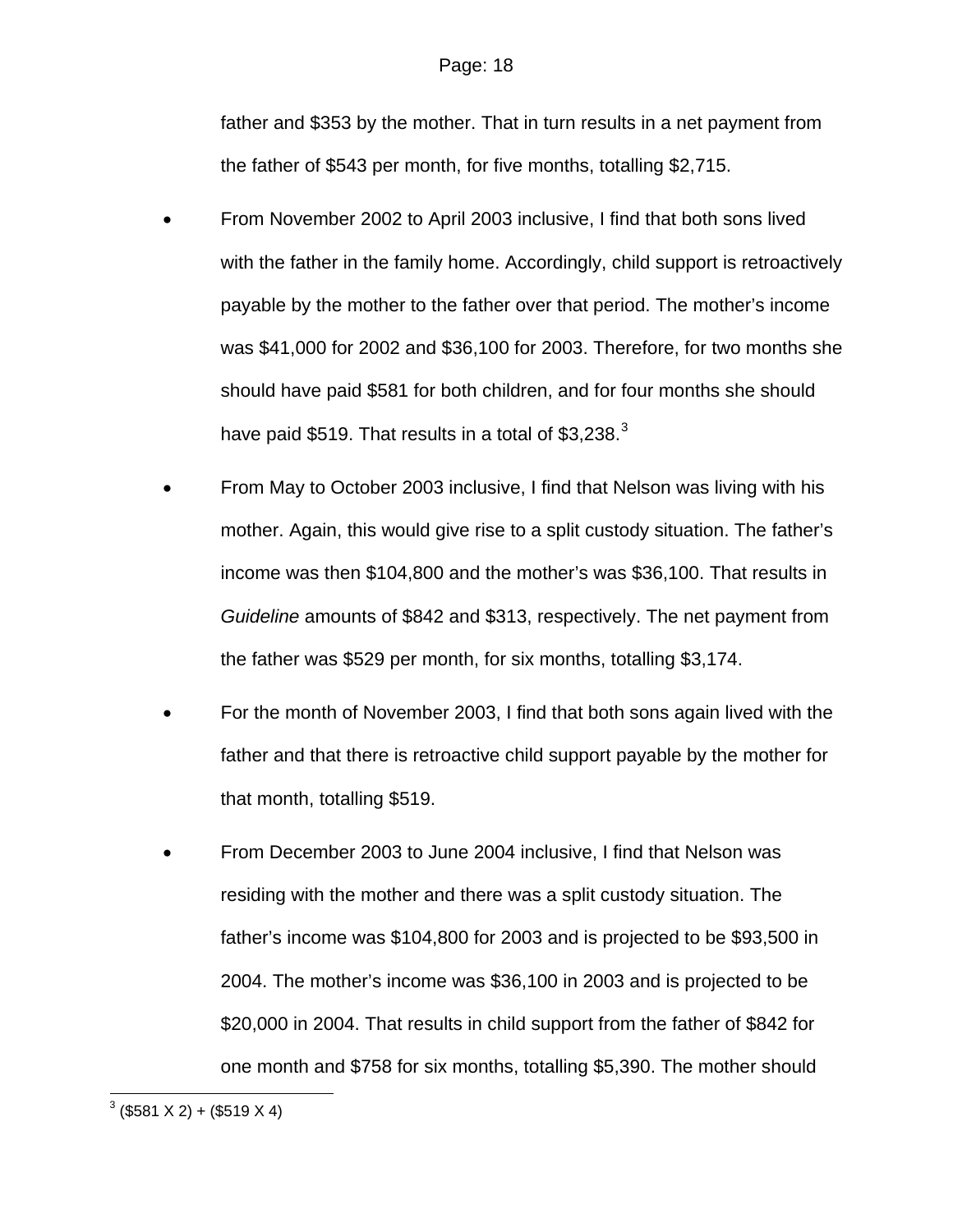father and $353 by the mother. That in turn results in a net payment from the father of $543 per month, for five months, totalling $2,715.

- From November 2002 to April 2003 inclusive, I find that both sons lived with the father in the family home. Accordingly, child support is retroactively payable by the mother to the father over that period. The mother's income was $41,000 for 2002 and $36,100 for 2003. Therefore, for two months she should have paid $581 for both children, and for four months she should have paid $519. That results in a total of $3,238.[3]

- From May to October 2003 inclusive, I find that Nelson was living with his mother. Again, this would give rise to a split custody situation. The father's income was then $104,800 and the mother's was $36,100. That results in *Guideline* amounts of $842 and $313, respectively. The net payment from the father was $529 per month, for six months, totalling $3,174.

- For the month of November 2003, I find that both sons again lived with the father and that there is retroactive child support payable by the mother for that month, totalling $519.

- From December 2003 to June 2004 inclusive, I find that Nelson was residing with the mother and there was a split custody situation. The father's income was $104,800 for 2003 and is projected to be $93,500 in 2004. The mother's income was $36,100 in 2003 and is projected to be $20,000 in 2004. That results in child support from the father of $842 for one month and $758 for six months, totalling $5,390. The mother should

---

[3] ($581 X 2) + ($519 X 4)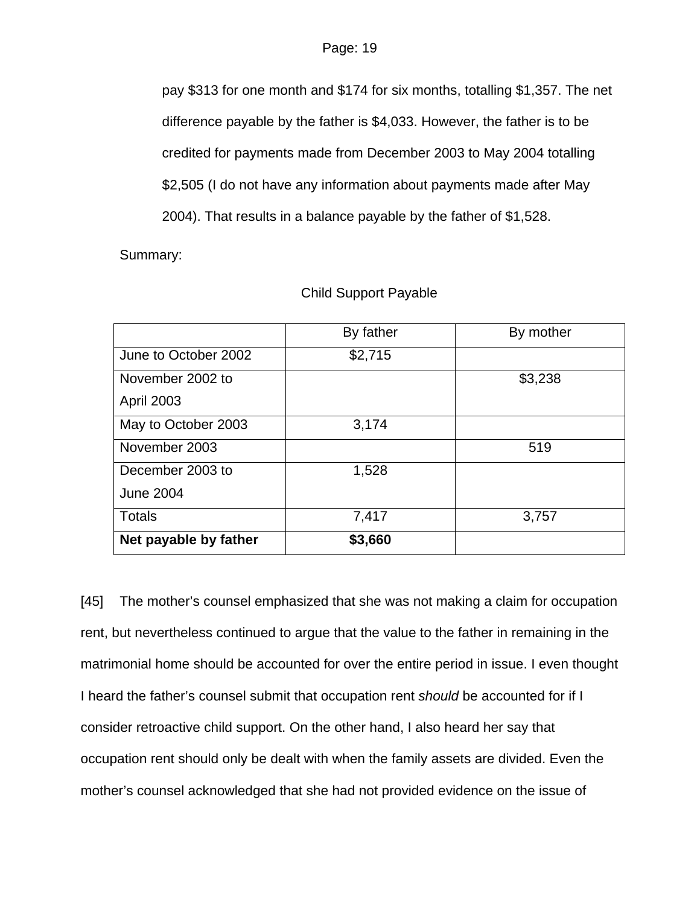pay $313 for one month and $174 for six months, totalling $1,357. The net difference payable by the father is $4,033. However, the father is to be credited for payments made from December 2003 to May 2004 totalling $2,505 (I do not have any information about payments made after May 2004). That results in a balance payable by the father of $1,528.

Summary:

Child Support Payable

| | By father | By mother |
|---|---|---|
| June to October 2002 | $2,715 | |
| November 2002 to April 2003 | | $3,238 |
| May to October 2003 | 3,174 | |
| November 2003 | | 519 |
| December 2003 to June 2004 | 1,528 | |
| Totals | 7,417 | 3,757 |
| **Net payable by father** | **$3,660** | |

[45] The mother's counsel emphasized that she was not making a claim for occupation rent, but nevertheless continued to argue that the value to the father in remaining in the matrimonial home should be accounted for over the entire period in issue. I even thought I heard the father's counsel submit that occupation rent *should* be accounted for if I consider retroactive child support. On the other hand, I also heard her say that occupation rent should only be dealt with when the family assets are divided. Even the mother's counsel acknowledged that she had not provided evidence on the issue of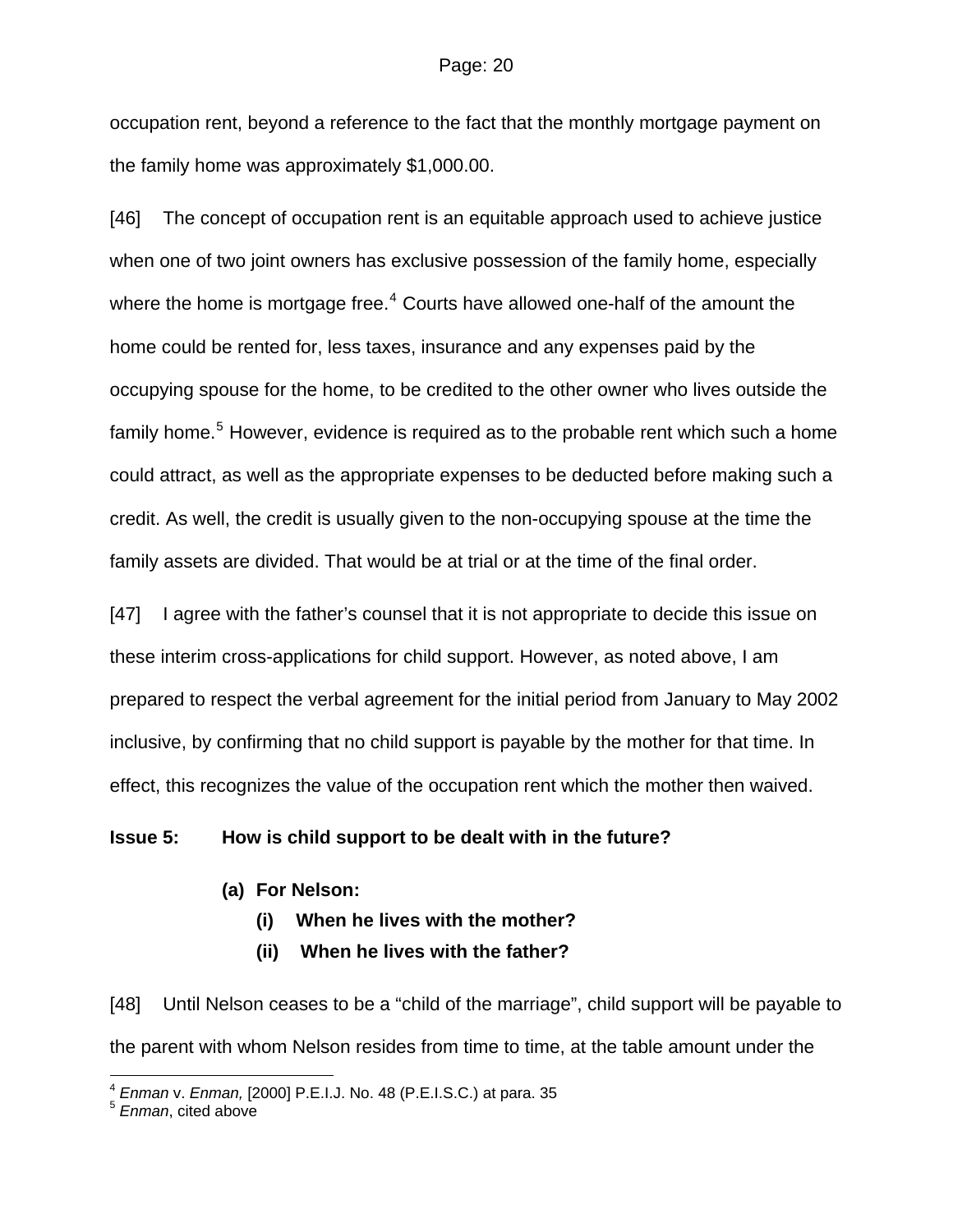occupation rent, beyond a reference to the fact that the monthly mortgage payment on the family home was approximately $1,000.00.

[46] The concept of occupation rent is an equitable approach used to achieve justice when one of two joint owners has exclusive possession of the family home, especially where the home is mortgage free.[4] Courts have allowed one-half of the amount the home could be rented for, less taxes, insurance and any expenses paid by the occupying spouse for the home, to be credited to the other owner who lives outside the family home.[5] However, evidence is required as to the probable rent which such a home could attract, as well as the appropriate expenses to be deducted before making such a credit. As well, the credit is usually given to the non-occupying spouse at the time the family assets are divided. That would be at trial or at the time of the final order.

[47] I agree with the father's counsel that it is not appropriate to decide this issue on these interim cross-applications for child support. However, as noted above, I am prepared to respect the verbal agreement for the initial period from January to May 2002 inclusive, by confirming that no child support is payable by the mother for that time. In effect, this recognizes the value of the occupation rent which the mother then waived.

**Issue 5: How is child support to be dealt with in the future?**

**(a) For Nelson:**

**(i) When he lives with the mother?**

**(ii) When he lives with the father?**

[48] Until Nelson ceases to be a "child of the marriage", child support will be payable to the parent with whom Nelson resides from time to time, at the table amount under the

---

[4] *Enman* v. *Enman,* [2000] P.E.I.J. No. 48 (P.E.I.S.C.) at para. 35

[5] *Enman*, cited above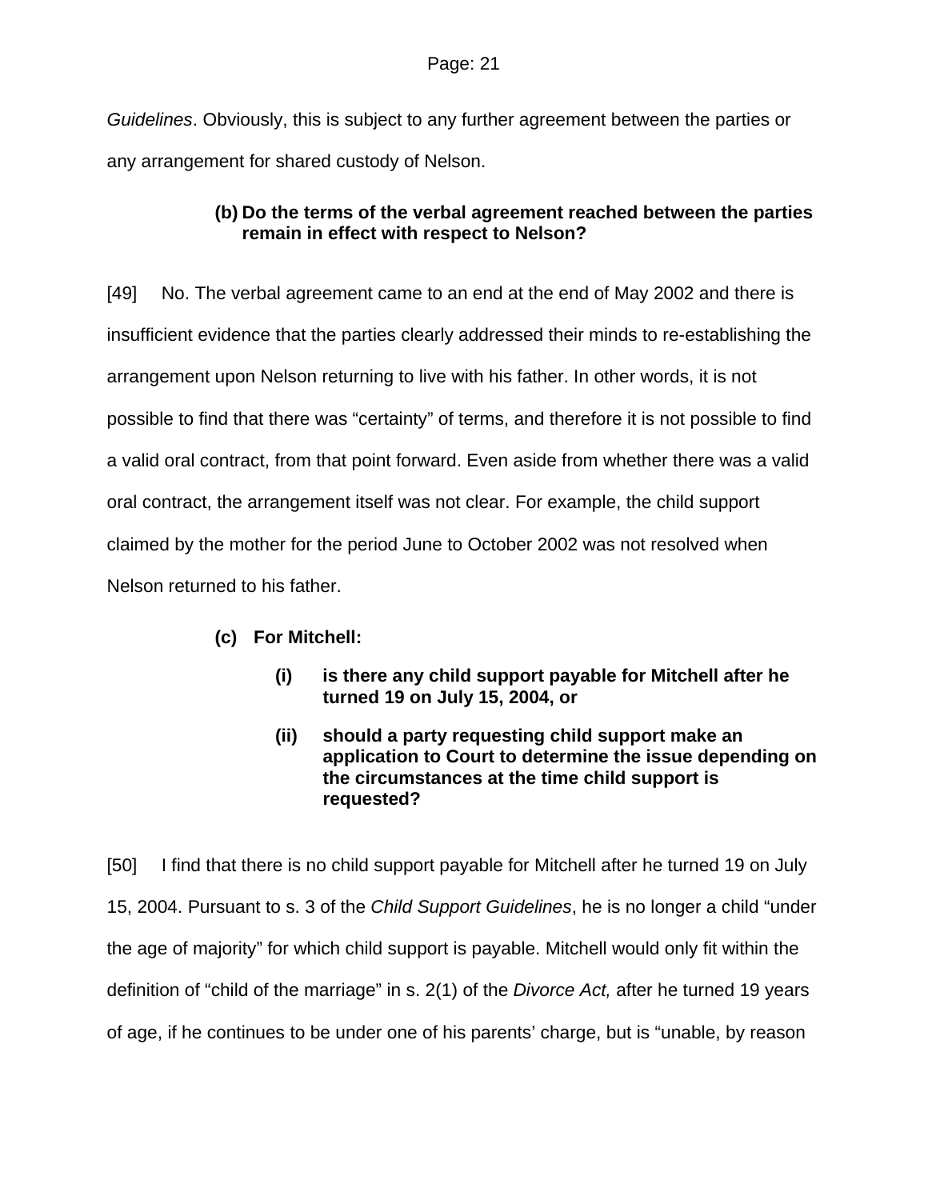*Guidelines*. Obviously, this is subject to any further agreement between the parties or any arrangement for shared custody of Nelson.

**(b) Do the terms of the verbal agreement reached between the parties remain in effect with respect to Nelson?**

[49] No. The verbal agreement came to an end at the end of May 2002 and there is insufficient evidence that the parties clearly addressed their minds to re-establishing the arrangement upon Nelson returning to live with his father. In other words, it is not possible to find that there was "certainty" of terms, and therefore it is not possible to find a valid oral contract, from that point forward. Even aside from whether there was a valid oral contract, the arrangement itself was not clear. For example, the child support claimed by the mother for the period June to October 2002 was not resolved when Nelson returned to his father.

**(c) For Mitchell:**

> **(i) is there any child support payable for Mitchell after he turned 19 on July 15, 2004, or**
>
> **(ii) should a party requesting child support make an application to Court to determine the issue depending on the circumstances at the time child support is requested?**

[50] I find that there is no child support payable for Mitchell after he turned 19 on July 15, 2004. Pursuant to s. 3 of the *Child Support Guidelines*, he is no longer a child "under the age of majority" for which child support is payable. Mitchell would only fit within the definition of "child of the marriage" in s. 2(1) of the *Divorce Act,* after he turned 19 years of age, if he continues to be under one of his parents' charge, but is "unable, by reason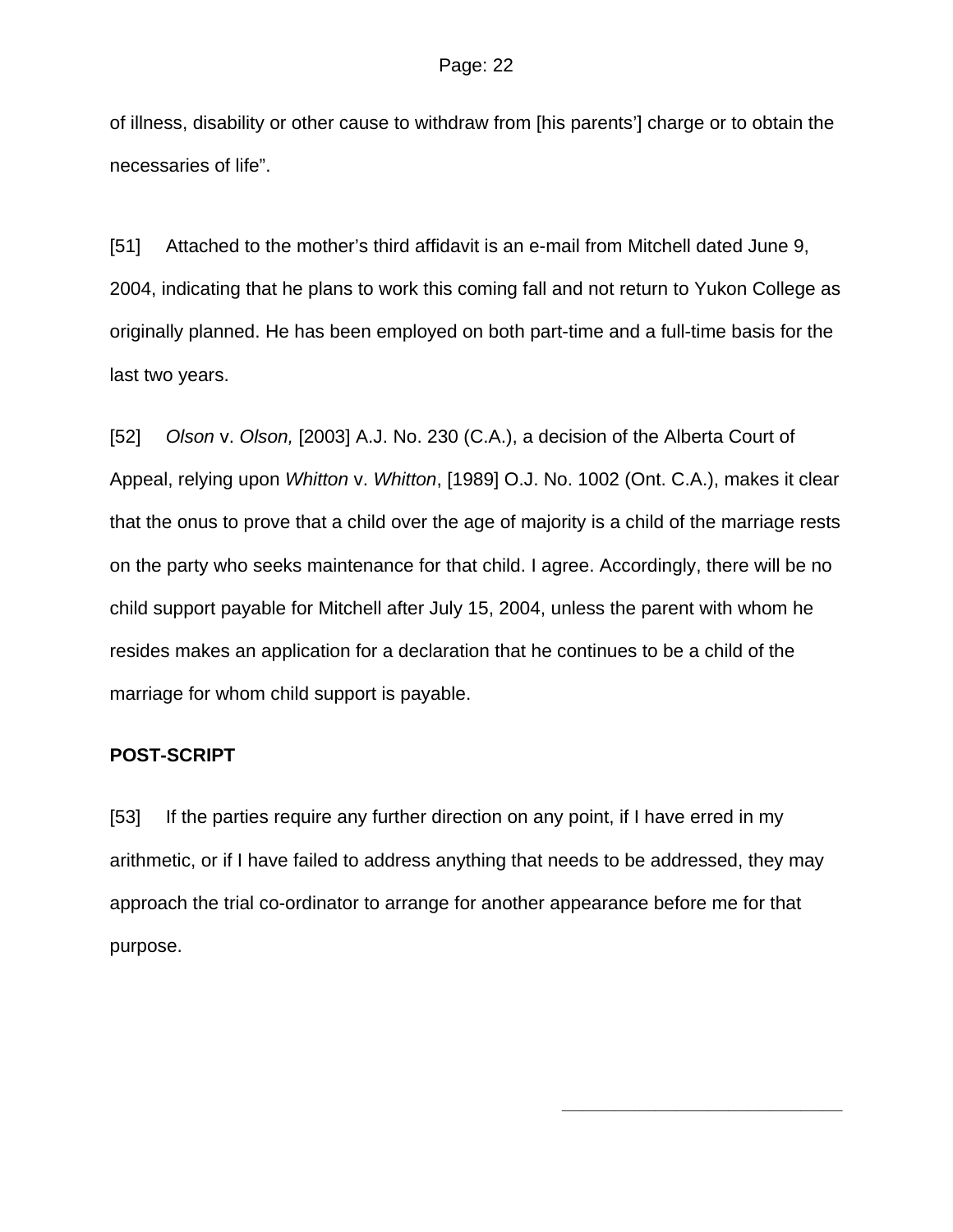of illness, disability or other cause to withdraw from [his parents'] charge or to obtain the necessaries of life".

[51] Attached to the mother's third affidavit is an e-mail from Mitchell dated June 9, 2004, indicating that he plans to work this coming fall and not return to Yukon College as originally planned. He has been employed on both part-time and a full-time basis for the last two years.

[52] *Olson* v. *Olson,* [2003] A.J. No. 230 (C.A.), a decision of the Alberta Court of Appeal, relying upon *Whitton* v. *Whitton*, [1989] O.J. No. 1002 (Ont. C.A.), makes it clear that the onus to prove that a child over the age of majority is a child of the marriage rests on the party who seeks maintenance for that child. I agree. Accordingly, there will be no child support payable for Mitchell after July 15, 2004, unless the parent with whom he resides makes an application for a declaration that he continues to be a child of the marriage for whom child support is payable.

**POST-SCRIPT**

[53] If the parties require any further direction on any point, if I have erred in my arithmetic, or if I have failed to address anything that needs to be addressed, they may approach the trial co-ordinator to arrange for another appearance before me for that purpose.

\_\_\_\_\_\_\_\_\_\_\_\_\_\_\_\_\_\_\_\_\_\_\_\_\_\_\_\_\_\_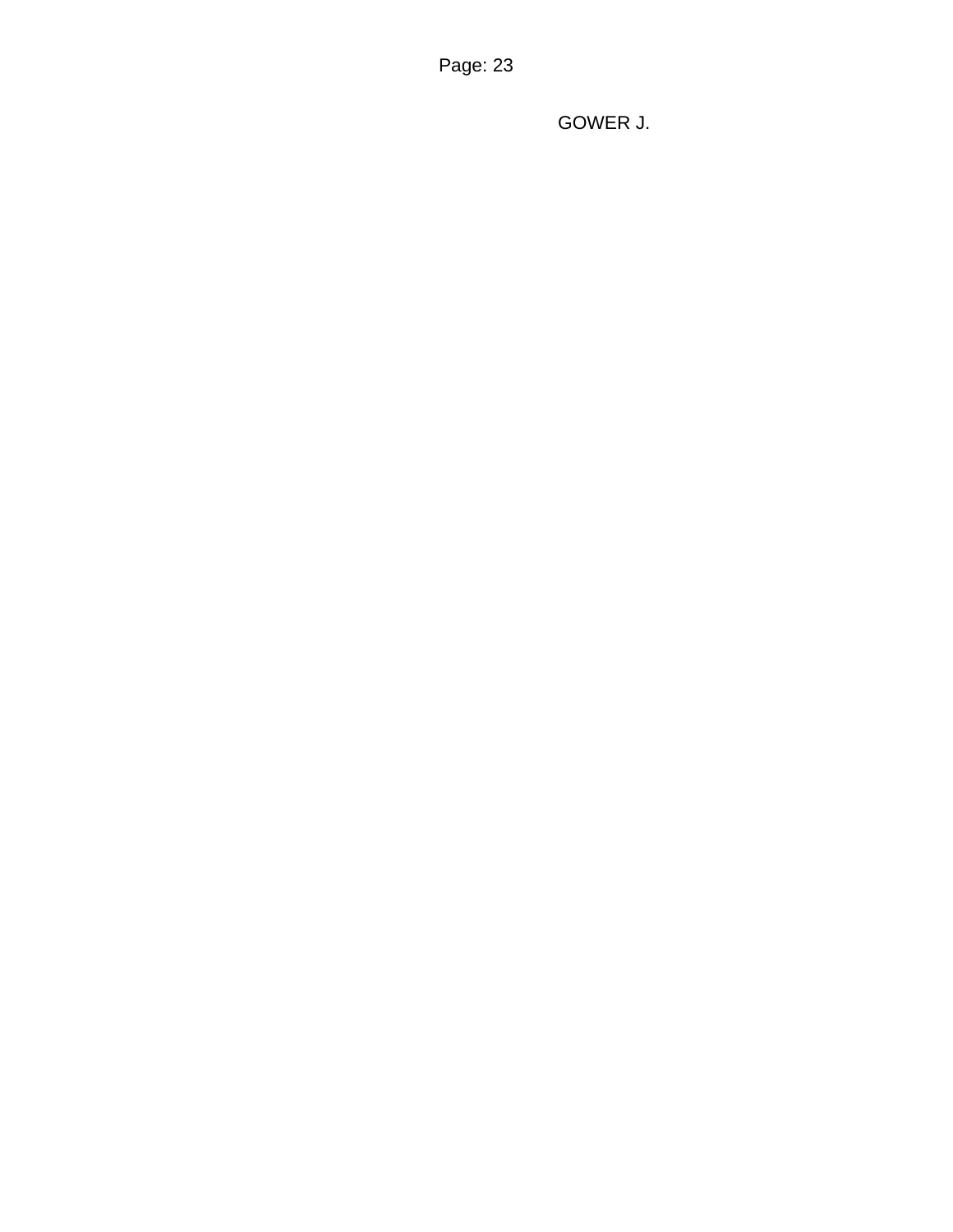GOWER J.